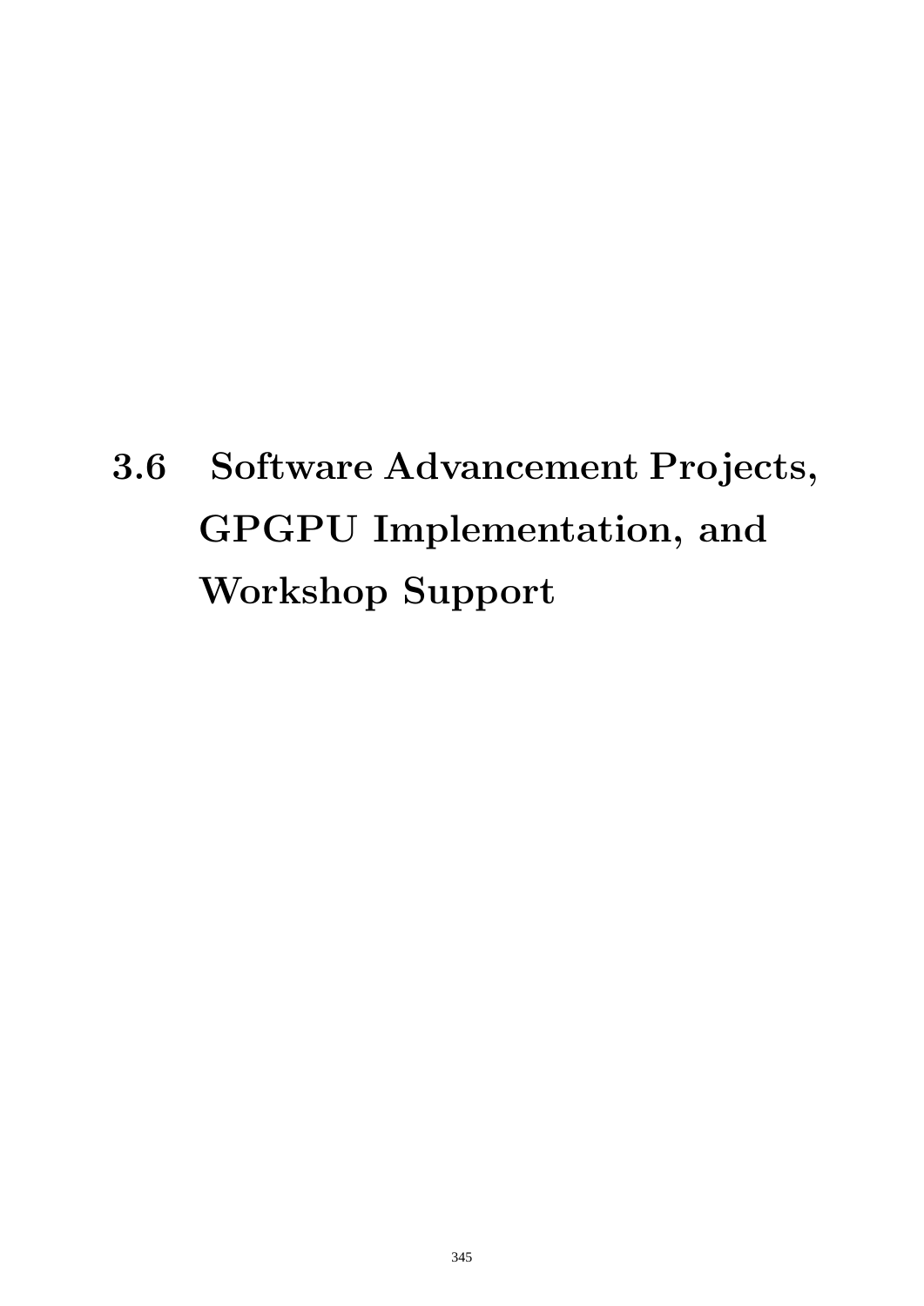# 3.6 Software Advancement Projects, GPGPU Implementation, and Workshop Support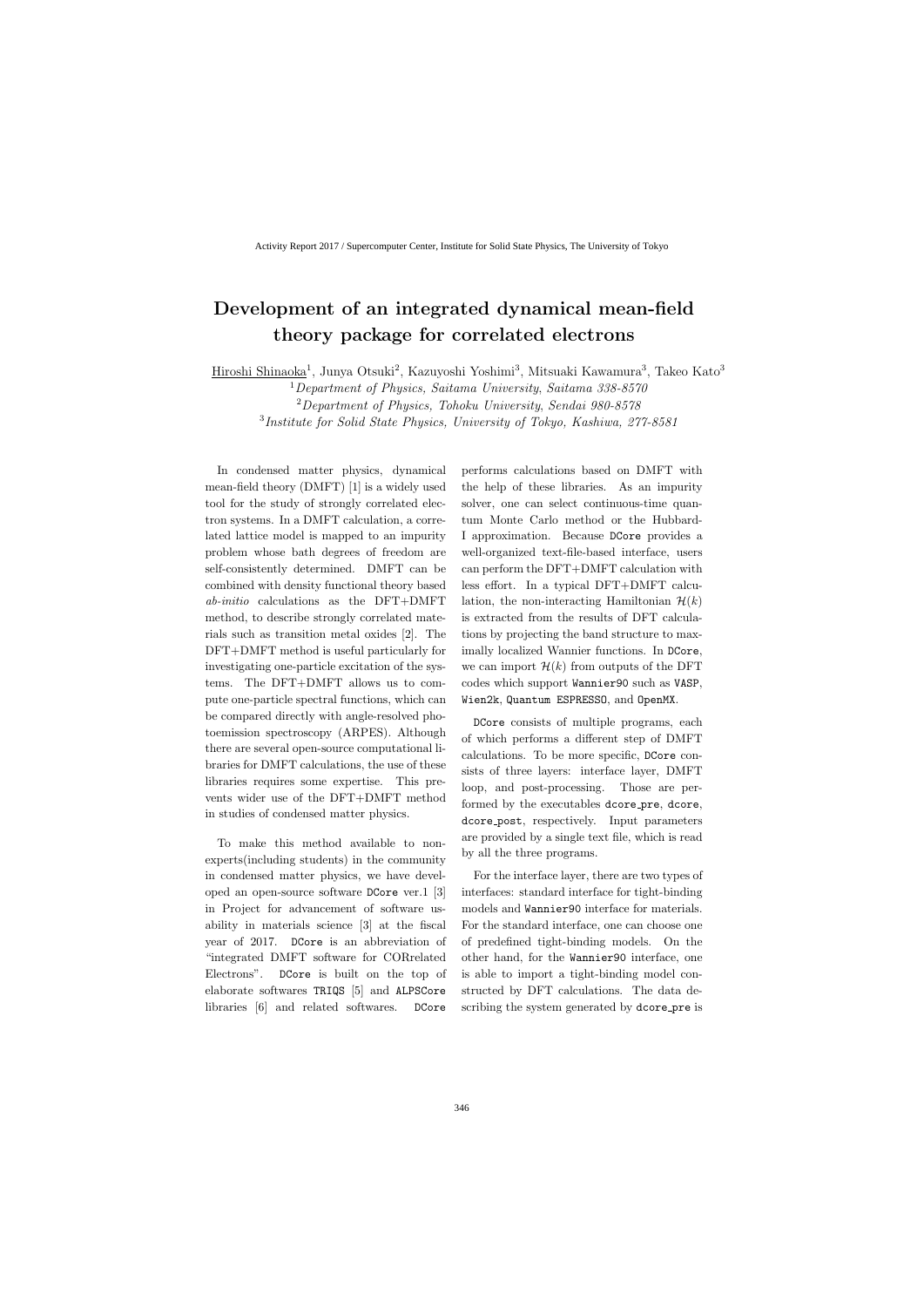# Development of an integrated dynamical mean-field theory package for correlated electrons

Hiroshi Shinaoka[1], Junya Otsuki[2], Kazuyoshi Yoshimi[3], Mitsuaki Kawamura[3], Takeo Kato[3]

[1]*Department of Physics, Saitama University, Saitama 338-8570*
[2]*Department of Physics, Tohoku University, Sendai 980-8578*
[3]*Institute for Solid State Physics, University of Tokyo, Kashiwa, 277-8581*

In condensed matter physics, dynamical mean-field theory (DMFT) [1] is a widely used tool for the study of strongly correlated electron systems. In a DMFT calculation, a correlated lattice model is mapped to an impurity problem whose bath degrees of freedom are self-consistently determined. DMFT can be combined with density functional theory based *ab-initio* calculations as the DFT+DMFT method, to describe strongly correlated materials such as transition metal oxides [2]. The DFT+DMFT method is useful particularly for investigating one-particle excitation of the systems. The DFT+DMFT allows us to compute one-particle spectral functions, which can be compared directly with angle-resolved photoemission spectroscopy (ARPES). Although there are several open-source computational libraries for DMFT calculations, the use of these libraries requires some expertise. This prevents wider use of the DFT+DMFT method in studies of condensed matter physics.

To make this method available to non-experts(including students) in the community in condensed matter physics, we have developed an open-source software DCore ver.1 [3] in Project for advancement of software usability in materials science [3] at the fiscal year of 2017. DCore is an abbreviation of "integrated DMFT software for CORrelated Electrons". DCore is built on the top of elaborate softwares TRIQS [5] and ALPSCore libraries [6] and related softwares. DCore performs calculations based on DMFT with the help of these libraries. As an impurity solver, one can select continuous-time quantum Monte Carlo method or the Hubbard-I approximation. Because DCore provides a well-organized text-file-based interface, users can perform the DFT+DMFT calculation with less effort. In a typical DFT+DMFT calculation, the non-interacting Hamiltonian $\mathcal{H}(k)$ is extracted from the results of DFT calculations by projecting the band structure to maximally localized Wannier functions. In DCore, we can import $\mathcal{H}(k)$ from outputs of the DFT codes which support Wannier90 such as VASP, Wien2k, Quantum ESPRESSO, and OpenMX.

DCore consists of multiple programs, each of which performs a different step of DMFT calculations. To be more specific, DCore consists of three layers: interface layer, DMFT loop, and post-processing. Those are performed by the executables dcore_pre, dcore, dcore_post, respectively. Input parameters are provided by a single text file, which is read by all the three programs.

For the interface layer, there are two types of interfaces: standard interface for tight-binding models and Wannier90 interface for materials. For the standard interface, one can choose one of predefined tight-binding models. On the other hand, for the Wannier90 interface, one is able to import a tight-binding model constructed by DFT calculations. The data describing the system generated by dcore_pre is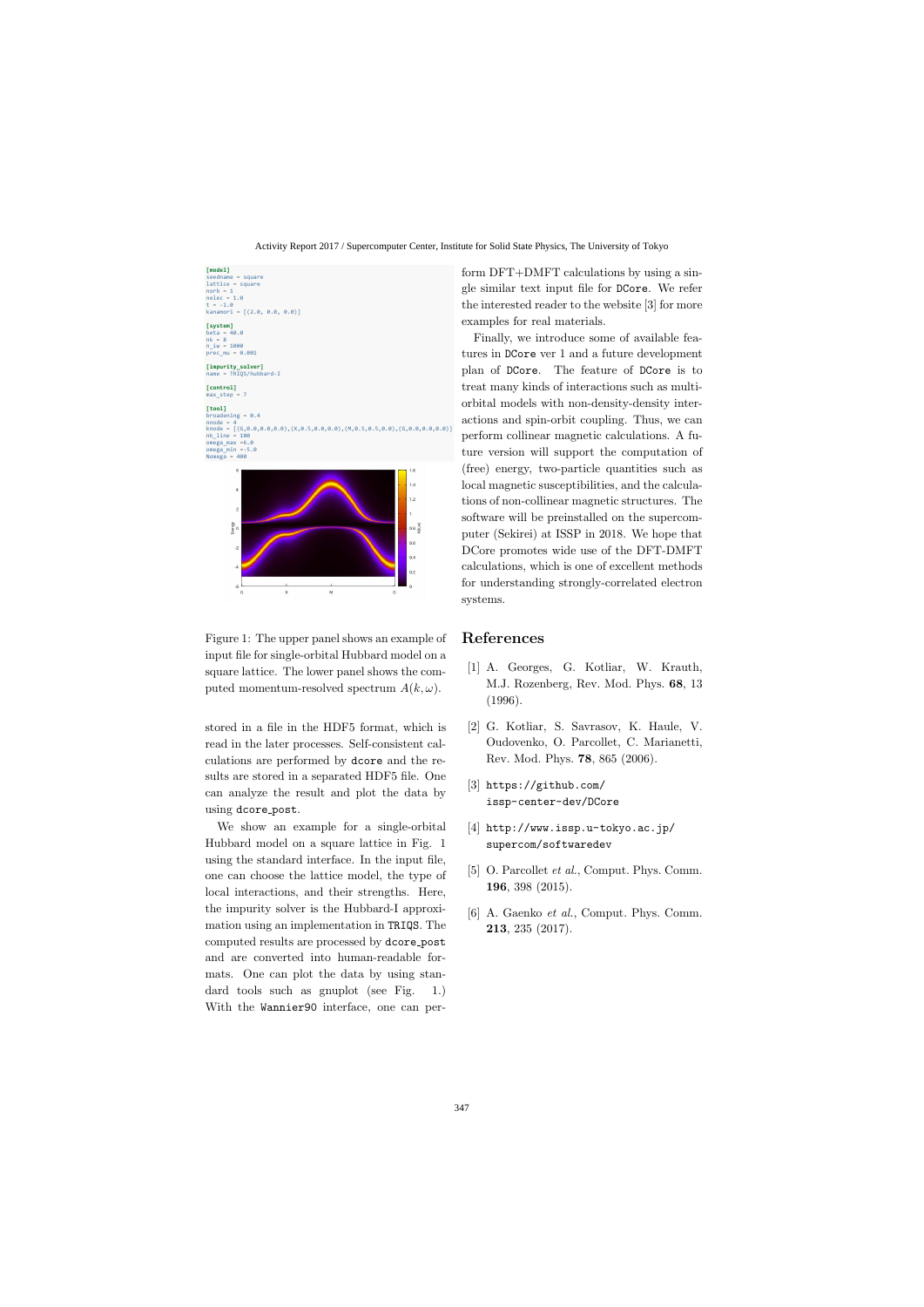```
[model]
seedname = square
lattice = square
norb = 1
nelec = 1.0
t = -1.0
kanamori = [(2.0, 0.0, 0.0)]

[system]
beta = 40.0
nk = 8
n_iw = 1000
prec_mu = 0.001

[impurity_solver]
name = TRIQS/hubbard-I

[control]
max_step = 7

[tool]
broadening = 0.4
nnode = 4
knode = [(G,0.0,0.0,0.0),(X,0.5,0.0,0.0),(M,0.5,0.5,0.0),(G,0.0,0.0,0.0)]
nk_line = 100
omega_max =6.0
omega_min =-5.0
Nomega = 400
```

Figure 1: The upper panel shows an example of input file for single-orbital Hubbard model on a square lattice. The lower panel shows the computed momentum-resolved spectrum $A(k,\omega)$.

stored in a file in the HDF5 format, which is read in the later processes. Self-consistent calculations are performed by `dcore` and the results are stored in a separated HDF5 file. One can analyze the result and plot the data by using `dcore_post`.

We show an example for a single-orbital Hubbard model on a square lattice in Fig. 1 using the standard interface. In the input file, one can choose the lattice model, the type of local interactions, and their strengths. Here, the impurity solver is the Hubbard-I approximation using an implementation in `TRIQS`. The computed results are processed by `dcore_post` and are converted into human-readable formats. One can plot the data by using standard tools such as gnuplot (see Fig. 1.) With the `Wannier90` interface, one can perform DFT+DMFT calculations by using a single similar text input file for `DCore`. We refer the interested reader to the website [3] for more examples for real materials.

Finally, we introduce some of available features in `DCore` ver 1 and a future development plan of `DCore`. The feature of `DCore` is to treat many kinds of interactions such as multi-orbital models with non-density-density interactions and spin-orbit coupling. Thus, we can perform collinear magnetic calculations. A future version will support the computation of (free) energy, two-particle quantities such as local magnetic susceptibilities, and the calculations of non-collinear magnetic structures. The software will be preinstalled on the supercomputer (Sekirei) at ISSP in 2018. We hope that DCore promotes wide use of the DFT-DMFT calculations, which is one of excellent methods for understanding strongly-correlated electron systems.

## References

[1] A. Georges, G. Kotliar, W. Krauth, M.J. Rozenberg, Rev. Mod. Phys. **68**, 13 (1996).

[2] G. Kotliar, S. Savrasov, K. Haule, V. Oudovenko, O. Parcollet, C. Marianetti, Rev. Mod. Phys. **78**, 865 (2006).

[3] `https://github.com/issp-center-dev/DCore`

[4] `http://www.issp.u-tokyo.ac.jp/supercom/softwaredev`

[5] O. Parcollet *et al.*, Comput. Phys. Comm. **196**, 398 (2015).

[6] A. Gaenko *et al.*, Comput. Phys. Comm. **213**, 235 (2017).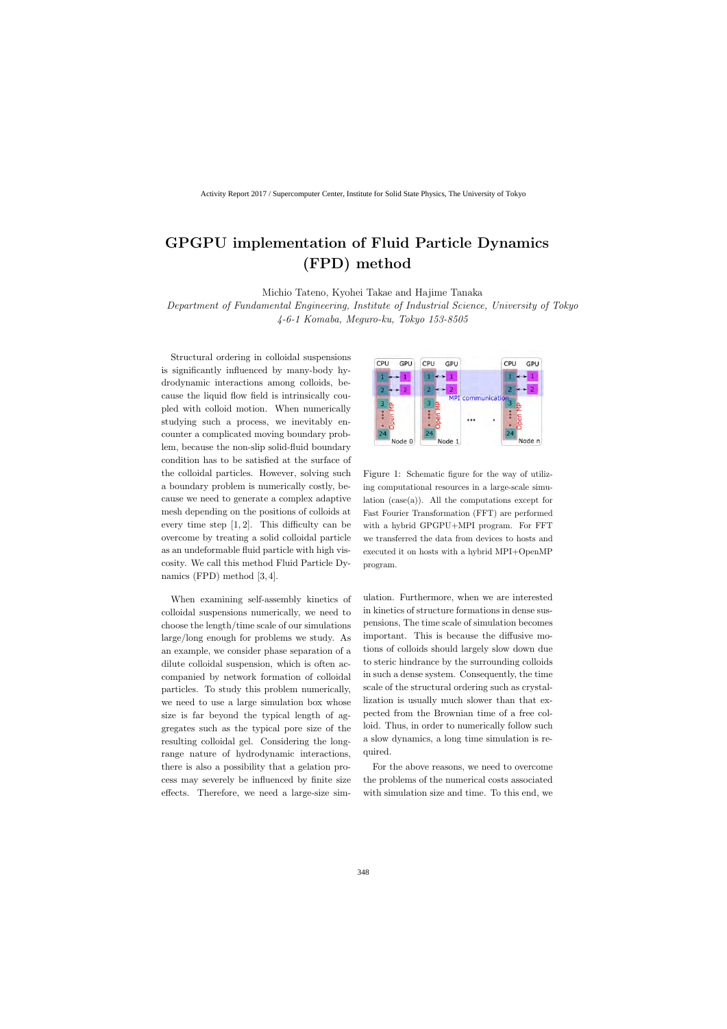# GPGPU implementation of Fluid Particle Dynamics (FPD) method

Michio Tateno, Kyohei Takae and Hajime Tanaka

*Department of Fundamental Engineering, Institute of Industrial Science, University of Tokyo*
*4-6-1 Komaba, Meguro-ku, Tokyo 153-8505*

Structural ordering in colloidal suspensions is significantly influenced by many-body hydrodynamic interactions among colloids, because the liquid flow field is intrinsically coupled with colloid motion. When numerically studying such a process, we inevitably encounter a complicated moving boundary problem, because the non-slip solid-fluid boundary condition has to be satisfied at the surface of the colloidal particles. However, solving such a boundary problem is numerically costly, because we need to generate a complex adaptive mesh depending on the positions of colloids at every time step [1, 2]. This difficulty can be overcome by treating a solid colloidal particle as an undeformable fluid particle with high viscosity. We call this method Fluid Particle Dynamics (FPD) method [3, 4].

When examining self-assembly kinetics of colloidal suspensions numerically, we need to choose the length/time scale of our simulations large/long enough for problems we study. As an example, we consider phase separation of a dilute colloidal suspension, which is often accompanied by network formation of colloidal particles. To study this problem numerically, we need to use a large simulation box whose size is far beyond the typical length of aggregates such as the typical pore size of the resulting colloidal gel. Considering the long-range nature of hydrodynamic interactions, there is also a possibility that a gelation process may severely be influenced by finite size effects. Therefore, we need a large-size simulation. Furthermore, when we are interested in kinetics of structure formations in dense suspensions, The time scale of simulation becomes important. This is because the diffusive motions of colloids should largely slow down due to steric hindrance by the surrounding colloids in such a dense system. Consequently, the time scale of the structural ordering such as crystallization is usually much slower than that expected from the Brownian time of a free colloid. Thus, in order to numerically follow such a slow dynamics, a long time simulation is required.

Figure 1: Schematic figure for the way of utilizing computational resources in a large-scale simulation (case(a)). All the computations except for Fast Fourier Transformation (FFT) are performed with a hybrid GPGPU+MPI program. For FFT we transferred the data from devices to hosts and executed it on hosts with a hybrid MPI+OpenMP program.

For the above reasons, we need to overcome the problems of the numerical costs associated with simulation size and time. To this end, we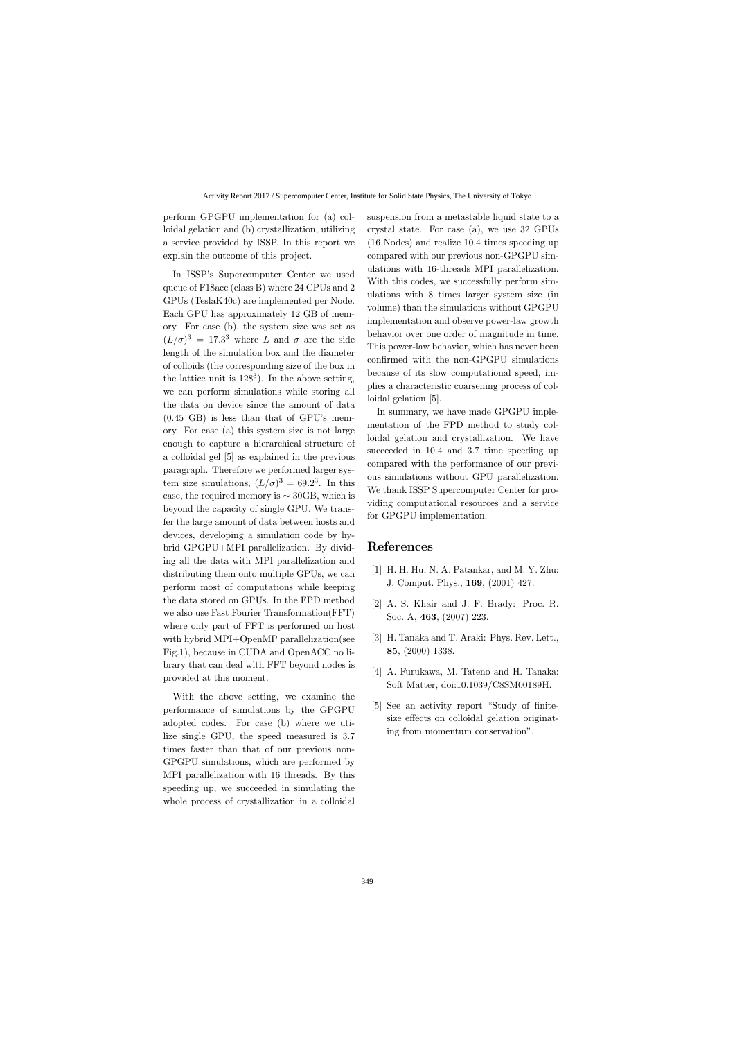perform GPGPU implementation for (a) colloidal gelation and (b) crystallization, utilizing a service provided by ISSP. In this report we explain the outcome of this project.

In ISSP's Supercomputer Center we used queue of F18acc (class B) where 24 CPUs and 2 GPUs (TeslaK40c) are implemented per Node. Each GPU has approximately 12 GB of memory. For case (b), the system size was set as $(L/\sigma)^3 = 17.3^3$ where $L$ and $\sigma$ are the side length of the simulation box and the diameter of colloids (the corresponding size of the box in the lattice unit is $128^3$). In the above setting, we can perform simulations while storing all the data on device since the amount of data (0.45 GB) is less than that of GPU's memory. For case (a) this system size is not large enough to capture a hierarchical structure of a colloidal gel [5] as explained in the previous paragraph. Therefore we performed larger system size simulations, $(L/\sigma)^3 = 69.2^3$. In this case, the required memory is $\sim 30$GB, which is beyond the capacity of single GPU. We transfer the large amount of data between hosts and devices, developing a simulation code by hybrid GPGPU+MPI parallelization. By dividing all the data with MPI parallelization and distributing them onto multiple GPUs, we can perform most of computations while keeping the data stored on GPUs. In the FPD method we also use Fast Fourier Transformation(FFT) where only part of FFT is performed on host with hybrid MPI+OpenMP parallelization(see Fig.1), because in CUDA and OpenACC no library that can deal with FFT beyond nodes is provided at this moment.

With the above setting, we examine the performance of simulations by the GPGPU adopted codes. For case (b) where we utilize single GPU, the speed measured is 3.7 times faster than that of our previous non-GPGPU simulations, which are performed by MPI parallelization with 16 threads. By this speeding up, we succeeded in simulating the whole process of crystallization in a colloidal suspension from a metastable liquid state to a crystal state. For case (a), we use 32 GPUs (16 Nodes) and realize 10.4 times speeding up compared with our previous non-GPGPU simulations with 16-threads MPI parallelization. With this codes, we successfully perform simulations with 8 times larger system size (in volume) than the simulations without GPGPU implementation and observe power-law growth behavior over one order of magnitude in time. This power-law behavior, which has never been confirmed with the non-GPGPU simulations because of its slow computational speed, implies a characteristic coarsening process of colloidal gelation [5].

In summary, we have made GPGPU implementation of the FPD method to study colloidal gelation and crystallization. We have succeeded in 10.4 and 3.7 time speeding up compared with the performance of our previous simulations without GPU parallelization. We thank ISSP Supercomputer Center for providing computational resources and a service for GPGPU implementation.

## References

[1] H. H. Hu, N. A. Patankar, and M. Y. Zhu: J. Comput. Phys., **169**, (2001) 427.

[2] A. S. Khair and J. F. Brady: Proc. R. Soc. A, **463**, (2007) 223.

[3] H. Tanaka and T. Araki: Phys. Rev. Lett., **85**, (2000) 1338.

[4] A. Furukawa, M. Tateno and H. Tanaka: Soft Matter, doi:10.1039/C8SM00189H.

[5] See an activity report "Study of finite-size effects on colloidal gelation originating from momentum conservation".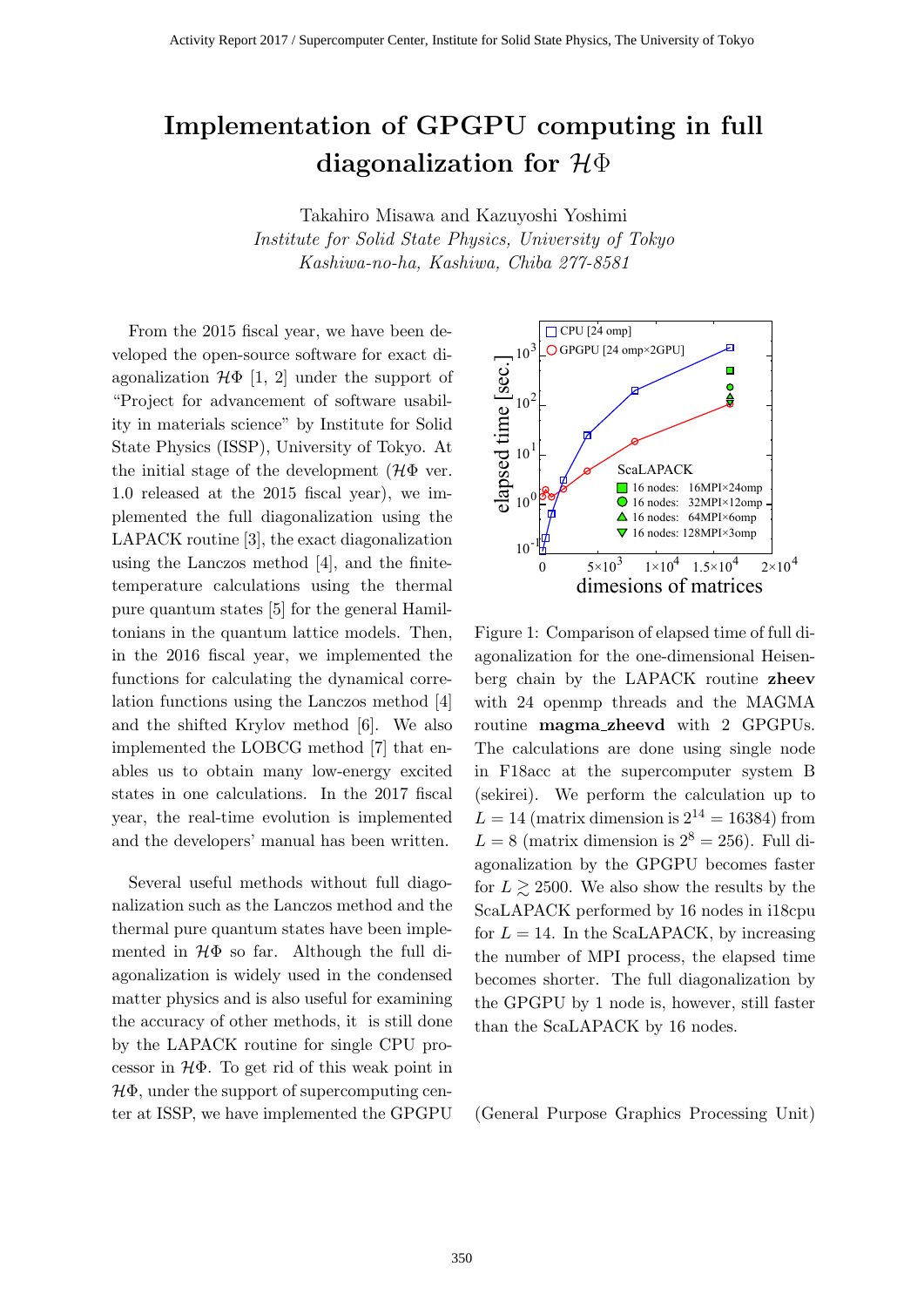# Implementation of GPGPU computing in full diagonalization for $\mathcal{H}\Phi$

Takahiro Misawa and Kazuyoshi Yoshimi

*Institute for Solid State Physics, University of Tokyo*
*Kashiwa-no-ha, Kashiwa, Chiba 277-8581*

From the 2015 fiscal year, we have been developed the open-source software for exact diagonalization $\mathcal{H}\Phi$ [1, 2] under the support of "Project for advancement of software usability in materials science" by Institute for Solid State Physics (ISSP), University of Tokyo. At the initial stage of the development ($\mathcal{H}\Phi$ ver. 1.0 released at the 2015 fiscal year), we implemented the full diagonalization using the LAPACK routine [3], the exact diagonalization using the Lanczos method [4], and the finite-temperature calculations using the thermal pure quantum states [5] for the general Hamiltonians in the quantum lattice models. Then, in the 2016 fiscal year, we implemented the functions for calculating the dynamical correlation functions using the Lanczos method [4] and the shifted Krylov method [6]. We also implemented the LOBCG method [7] that enables us to obtain many low-energy excited states in one calculations. In the 2017 fiscal year, the real-time evolution is implemented and the developers' manual has been written.

Several useful methods without full diagonalization such as the Lanczos method and the thermal pure quantum states have been implemented in $\mathcal{H}\Phi$ so far. Although the full diagonalization is widely used in the condensed matter physics and is also useful for examining the accuracy of other methods, it is still done by the LAPACK routine for single CPU processor in $\mathcal{H}\Phi$. To get rid of this weak point in $\mathcal{H}\Phi$, under the support of supercomputing center at ISSP, we have implemented the GPGPU

Figure 1: Comparison of elapsed time of full diagonalization for the one-dimensional Heisenberg chain by the LAPACK routine **zheev** with 24 openmp threads and the MAGMA routine **magma_zheevd** with 2 GPGPUs. The calculations are done using single node in F18acc at the supercomputer system B (sekirei). We perform the calculation up to $L = 14$ (matrix dimension is $2^{14} = 16384$) from $L = 8$ (matrix dimension is $2^8 = 256$). Full diagonalization by the GPGPU becomes faster for $L \gtrsim 2500$. We also show the results by the ScaLAPACK performed by 16 nodes in i18cpu for $L = 14$. In the ScaLAPACK, by increasing the number of MPI process, the elapsed time becomes shorter. The full diagonalization by the GPGPU by 1 node is, however, still faster than the ScaLAPACK by 16 nodes.

(General Purpose Graphics Processing Unit)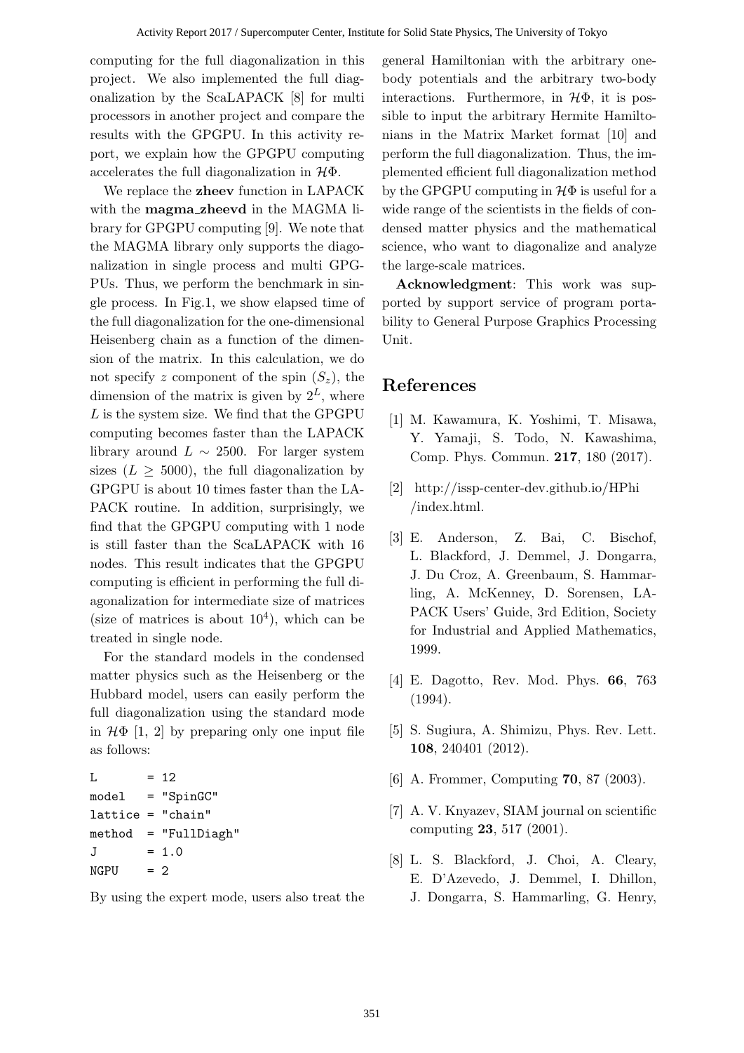computing for the full diagonalization in this project. We also implemented the full diagonalization by the ScaLAPACK [8] for multi processors in another project and compare the results with the GPGPU. In this activity report, we explain how the GPGPU computing accelerates the full diagonalization in $\mathcal{H}\Phi$.

We replace the **zheev** function in LAPACK with the **magma_zheevd** in the MAGMA library for GPGPU computing [9]. We note that the MAGMA library only supports the diagonalization in single process and multi GPGPUs. Thus, we perform the benchmark in single process. In Fig.1, we show elapsed time of the full diagonalization for the one-dimensional Heisenberg chain as a function of the dimension of the matrix. In this calculation, we do not specify $z$ component of the spin ($S_z$), the dimension of the matrix is given by $2^L$, where $L$ is the system size. We find that the GPGPU computing becomes faster than the LAPACK library around $L \sim 2500$. For larger system sizes ($L \geq 5000$), the full diagonalization by GPGPU is about 10 times faster than the LAPACK routine. In addition, surprisingly, we find that the GPGPU computing with 1 node is still faster than the ScaLAPACK with 16 nodes. This result indicates that the GPGPU computing is efficient in performing the full diagonalization for intermediate size of matrices (size of matrices is about $10^4$), which can be treated in single node.

For the standard models in the condensed matter physics such as the Heisenberg or the Hubbard model, users can easily perform the full diagonalization using the standard mode in $\mathcal{H}\Phi$ [1, 2] by preparing only one input file as follows:

```
L       = 12
model   = "SpinGC"
lattice = "chain"
method  = "FullDiagh"
J       = 1.0
NGPU    = 2
```

By using the expert mode, users also treat the general Hamiltonian with the arbitrary one-body potentials and the arbitrary two-body interactions. Furthermore, in $\mathcal{H}\Phi$, it is possible to input the arbitrary Hermite Hamiltonians in the Matrix Market format [10] and perform the full diagonalization. Thus, the implemented efficient full diagonalization method by the GPGPU computing in $\mathcal{H}\Phi$ is useful for a wide range of the scientists in the fields of condensed matter physics and the mathematical science, who want to diagonalize and analyze the large-scale matrices.

**Acknowledgment**: This work was supported by support service of program portability to General Purpose Graphics Processing Unit.

## References

[1] M. Kawamura, K. Yoshimi, T. Misawa, Y. Yamaji, S. Todo, N. Kawashima, Comp. Phys. Commun. **217**, 180 (2017).

[2] http://issp-center-dev.github.io/HPhi/index.html.

[3] E. Anderson, Z. Bai, C. Bischof, L. Blackford, J. Demmel, J. Dongarra, J. Du Croz, A. Greenbaum, S. Hammarling, A. McKenney, D. Sorensen, LAPACK Users' Guide, 3rd Edition, Society for Industrial and Applied Mathematics, 1999.

[4] E. Dagotto, Rev. Mod. Phys. **66**, 763 (1994).

[5] S. Sugiura, A. Shimizu, Phys. Rev. Lett. **108**, 240401 (2012).

[6] A. Frommer, Computing **70**, 87 (2003).

[7] A. V. Knyazev, SIAM journal on scientific computing **23**, 517 (2001).

[8] L. S. Blackford, J. Choi, A. Cleary, E. D'Azevedo, J. Demmel, I. Dhillon, J. Dongarra, S. Hammarling, G. Henry,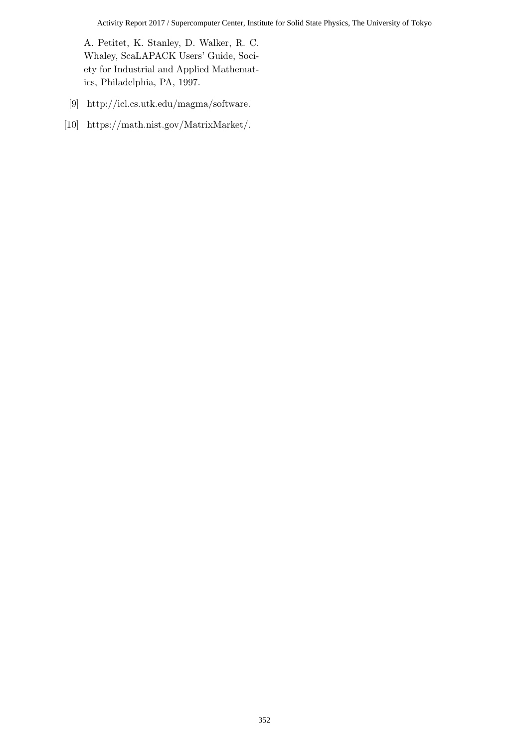A. Petitet, K. Stanley, D. Walker, R. C. Whaley, ScaLAPACK Users' Guide, Society for Industrial and Applied Mathematics, Philadelphia, PA, 1997.

[9] http://icl.cs.utk.edu/magma/software.

[10] https://math.nist.gov/MatrixMarket/.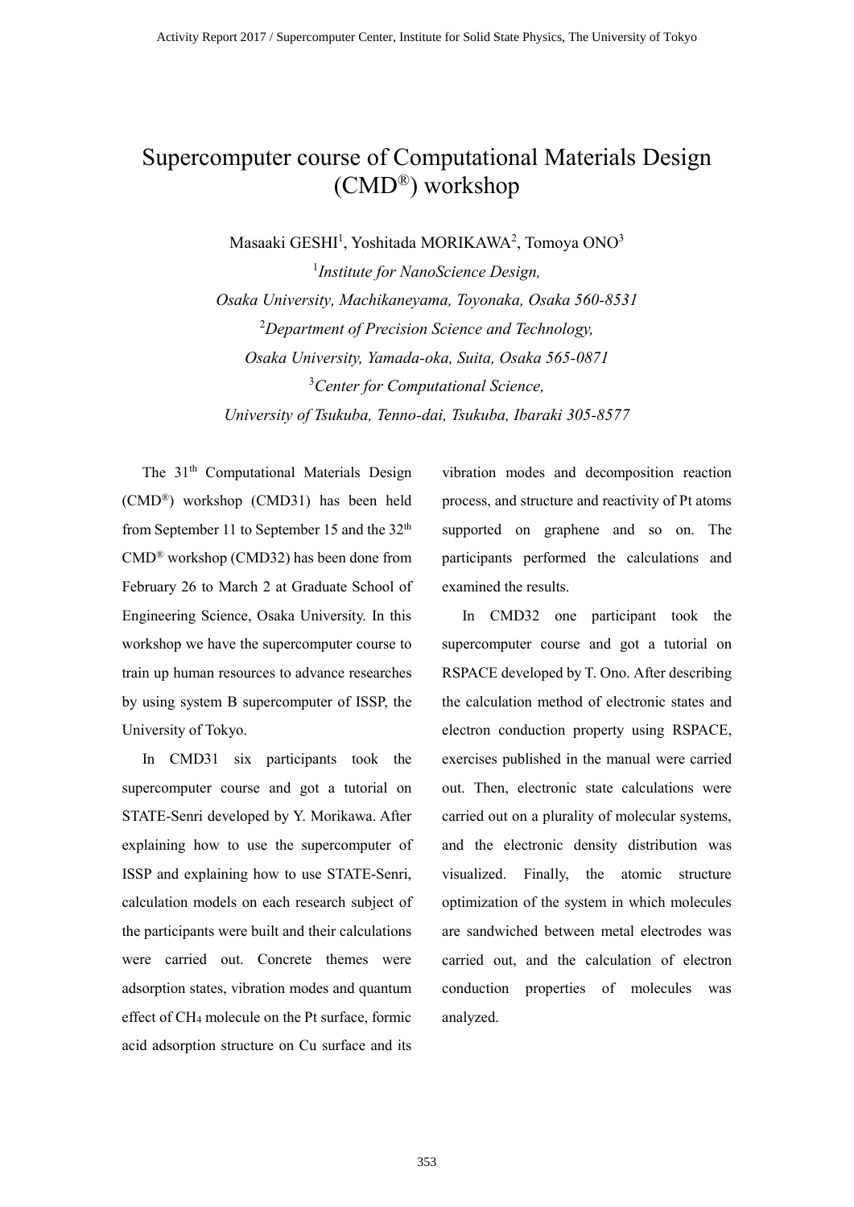# Supercomputer course of Computational Materials Design (CMD®) workshop

Masaaki GESHI[1], Yoshitada MORIKAWA[2], Tomoya ONO[3]

[1]*Institute for NanoScience Design, Osaka University, Machikaneyama, Toyonaka, Osaka 560-8531*

[2]*Department of Precision Science and Technology, Osaka University, Yamada-oka, Suita, Osaka 565-0871*

[3]*Center for Computational Science, University of Tsukuba, Tenno-dai, Tsukuba, Ibaraki 305-8577*

The 31th Computational Materials Design (CMD®) workshop (CMD31) has been held from September 11 to September 15 and the 32th CMD® workshop (CMD32) has been done from February 26 to March 2 at Graduate School of Engineering Science, Osaka University. In this workshop we have the supercomputer course to train up human resources to advance researches by using system B supercomputer of ISSP, the University of Tokyo.

In CMD31 six participants took the supercomputer course and got a tutorial on STATE-Senri developed by Y. Morikawa. After explaining how to use the supercomputer of ISSP and explaining how to use STATE-Senri, calculation models on each research subject of the participants were built and their calculations were carried out. Concrete themes were adsorption states, vibration modes and quantum effect of $CH_4$ molecule on the Pt surface, formic acid adsorption structure on Cu surface and its vibration modes and decomposition reaction process, and structure and reactivity of Pt atoms supported on graphene and so on. The participants performed the calculations and examined the results.

In CMD32 one participant took the supercomputer course and got a tutorial on RSPACE developed by T. Ono. After describing the calculation method of electronic states and electron conduction property using RSPACE, exercises published in the manual were carried out. Then, electronic state calculations were carried out on a plurality of molecular systems, and the electronic density distribution was visualized. Finally, the atomic structure optimization of the system in which molecules are sandwiched between metal electrodes was carried out, and the calculation of electron conduction properties of molecules was analyzed.